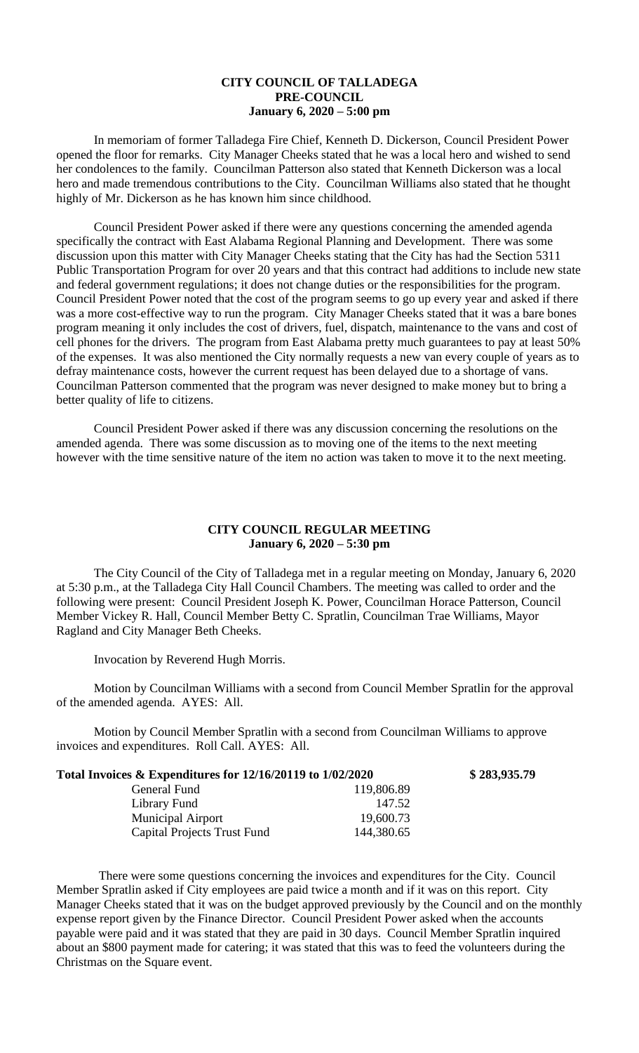**CITY COUNCIL OF TALLADEGA**
**PRE-COUNCIL**
**January 6, 2020 – 5:00 pm**

In memoriam of former Talladega Fire Chief, Kenneth D. Dickerson, Council President Power opened the floor for remarks. City Manager Cheeks stated that he was a local hero and wished to send her condolences to the family. Councilman Patterson also stated that Kenneth Dickerson was a local hero and made tremendous contributions to the City. Councilman Williams also stated that he thought highly of Mr. Dickerson as he has known him since childhood.

Council President Power asked if there were any questions concerning the amended agenda specifically the contract with East Alabama Regional Planning and Development. There was some discussion upon this matter with City Manager Cheeks stating that the City has had the Section 5311 Public Transportation Program for over 20 years and that this contract had additions to include new state and federal government regulations; it does not change duties or the responsibilities for the program. Council President Power noted that the cost of the program seems to go up every year and asked if there was a more cost-effective way to run the program. City Manager Cheeks stated that it was a bare bones program meaning it only includes the cost of drivers, fuel, dispatch, maintenance to the vans and cost of cell phones for the drivers. The program from East Alabama pretty much guarantees to pay at least 50% of the expenses. It was also mentioned the City normally requests a new van every couple of years as to defray maintenance costs, however the current request has been delayed due to a shortage of vans. Councilman Patterson commented that the program was never designed to make money but to bring a better quality of life to citizens.

Council President Power asked if there was any discussion concerning the resolutions on the amended agenda. There was some discussion as to moving one of the items to the next meeting however with the time sensitive nature of the item no action was taken to move it to the next meeting.

**CITY COUNCIL REGULAR MEETING**
**January 6, 2020 – 5:30 pm**

The City Council of the City of Talladega met in a regular meeting on Monday, January 6, 2020 at 5:30 p.m., at the Talladega City Hall Council Chambers. The meeting was called to order and the following were present: Council President Joseph K. Power, Councilman Horace Patterson, Council Member Vickey R. Hall, Council Member Betty C. Spratlin, Councilman Trae Williams, Mayor Ragland and City Manager Beth Cheeks.

Invocation by Reverend Hugh Morris.

Motion by Councilman Williams with a second from Council Member Spratlin for the approval of the amended agenda. AYES: All.

Motion by Council Member Spratlin with a second from Councilman Williams to approve invoices and expenditures. Roll Call. AYES: All.

| **Total Invoices & Expenditures for 12/16/20119 to 1/02/2020** | | **$ 283,935.79** |
|---|---|---|
| General Fund | 119,806.89 | |
| Library Fund | 147.52 | |
| Municipal Airport | 19,600.73 | |
| Capital Projects Trust Fund | 144,380.65 | |

There were some questions concerning the invoices and expenditures for the City. Council Member Spratlin asked if City employees are paid twice a month and if it was on this report. City Manager Cheeks stated that it was on the budget approved previously by the Council and on the monthly expense report given by the Finance Director. Council President Power asked when the accounts payable were paid and it was stated that they are paid in 30 days. Council Member Spratlin inquired about an $800 payment made for catering; it was stated that this was to feed the volunteers during the Christmas on the Square event.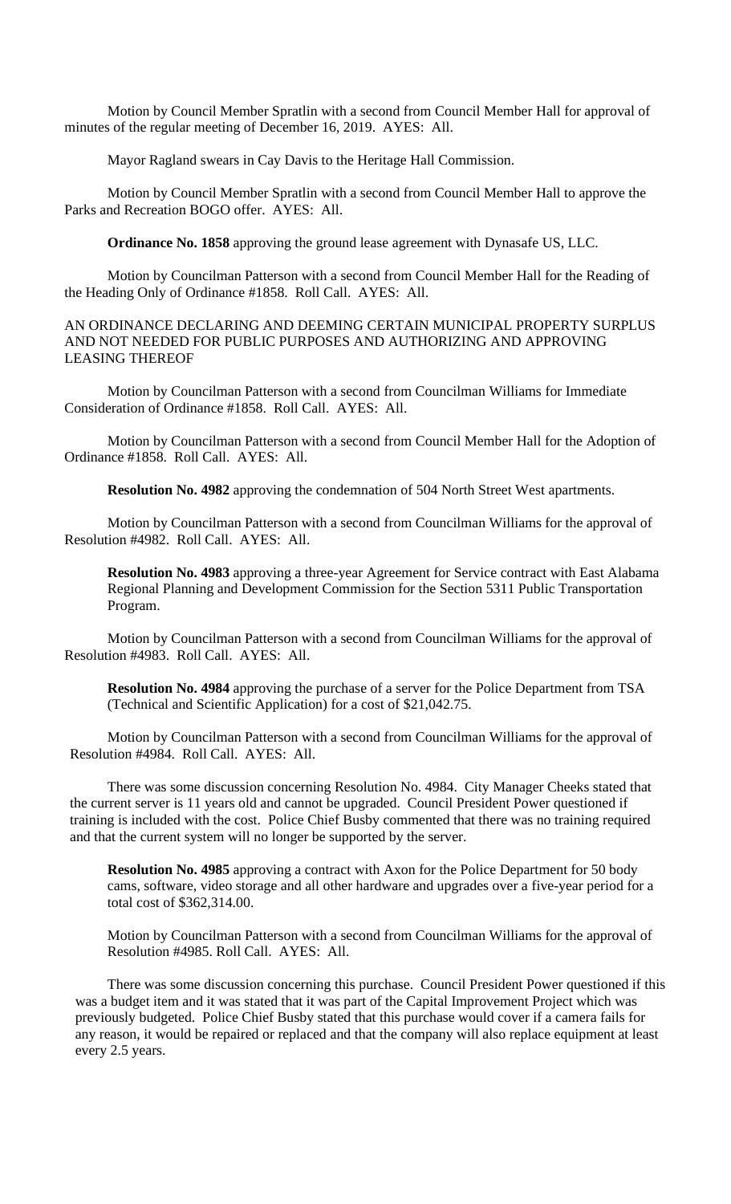Motion by Council Member Spratlin with a second from Council Member Hall for approval of minutes of the regular meeting of December 16, 2019. AYES: All.

Mayor Ragland swears in Cay Davis to the Heritage Hall Commission.

Motion by Council Member Spratlin with a second from Council Member Hall to approve the Parks and Recreation BOGO offer. AYES: All.

**Ordinance No. 1858** approving the ground lease agreement with Dynasafe US, LLC.

Motion by Councilman Patterson with a second from Council Member Hall for the Reading of the Heading Only of Ordinance #1858. Roll Call. AYES: All.

AN ORDINANCE DECLARING AND DEEMING CERTAIN MUNICIPAL PROPERTY SURPLUS AND NOT NEEDED FOR PUBLIC PURPOSES AND AUTHORIZING AND APPROVING LEASING THEREOF

Motion by Councilman Patterson with a second from Councilman Williams for Immediate Consideration of Ordinance #1858. Roll Call. AYES: All.

Motion by Councilman Patterson with a second from Council Member Hall for the Adoption of Ordinance #1858. Roll Call. AYES: All.

**Resolution No. 4982** approving the condemnation of 504 North Street West apartments.

Motion by Councilman Patterson with a second from Councilman Williams for the approval of Resolution #4982. Roll Call. AYES: All.

**Resolution No. 4983** approving a three-year Agreement for Service contract with East Alabama Regional Planning and Development Commission for the Section 5311 Public Transportation Program.

Motion by Councilman Patterson with a second from Councilman Williams for the approval of Resolution #4983. Roll Call. AYES: All.

**Resolution No. 4984** approving the purchase of a server for the Police Department from TSA (Technical and Scientific Application) for a cost of $21,042.75.

Motion by Councilman Patterson with a second from Councilman Williams for the approval of Resolution #4984. Roll Call. AYES: All.

There was some discussion concerning Resolution No. 4984. City Manager Cheeks stated that the current server is 11 years old and cannot be upgraded. Council President Power questioned if training is included with the cost. Police Chief Busby commented that there was no training required and that the current system will no longer be supported by the server.

**Resolution No. 4985** approving a contract with Axon for the Police Department for 50 body cams, software, video storage and all other hardware and upgrades over a five-year period for a total cost of $362,314.00.

Motion by Councilman Patterson with a second from Councilman Williams for the approval of Resolution #4985. Roll Call. AYES: All.

There was some discussion concerning this purchase. Council President Power questioned if this was a budget item and it was stated that it was part of the Capital Improvement Project which was previously budgeted. Police Chief Busby stated that this purchase would cover if a camera fails for any reason, it would be repaired or replaced and that the company will also replace equipment at least every 2.5 years.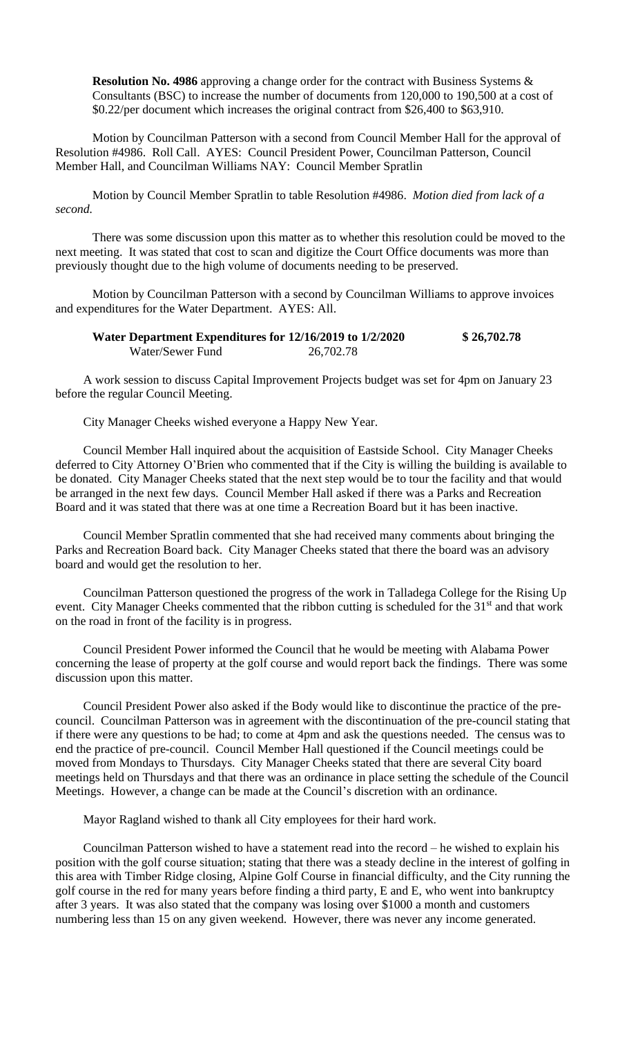**Resolution No. 4986** approving a change order for the contract with Business Systems & Consultants (BSC) to increase the number of documents from 120,000 to 190,500 at a cost of \$0.22/per document which increases the original contract from \$26,400 to \$63,910.

Motion by Councilman Patterson with a second from Council Member Hall for the approval of Resolution #4986. Roll Call. AYES: Council President Power, Councilman Patterson, Council Member Hall, and Councilman Williams NAY: Council Member Spratlin

Motion by Council Member Spratlin to table Resolution #4986. *Motion died from lack of a second.*

There was some discussion upon this matter as to whether this resolution could be moved to the next meeting. It was stated that cost to scan and digitize the Court Office documents was more than previously thought due to the high volume of documents needing to be preserved.

Motion by Councilman Patterson with a second by Councilman Williams to approve invoices and expenditures for the Water Department. AYES: All.

| **Water Department Expenditures for 12/16/2019 to 1/2/2020** | | **\$ 26,702.78** |
|---|---|---|
| Water/Sewer Fund | 26,702.78 | |

A work session to discuss Capital Improvement Projects budget was set for 4pm on January 23 before the regular Council Meeting.

City Manager Cheeks wished everyone a Happy New Year.

Council Member Hall inquired about the acquisition of Eastside School. City Manager Cheeks deferred to City Attorney O'Brien who commented that if the City is willing the building is available to be donated. City Manager Cheeks stated that the next step would be to tour the facility and that would be arranged in the next few days. Council Member Hall asked if there was a Parks and Recreation Board and it was stated that there was at one time a Recreation Board but it has been inactive.

Council Member Spratlin commented that she had received many comments about bringing the Parks and Recreation Board back. City Manager Cheeks stated that there the board was an advisory board and would get the resolution to her.

Councilman Patterson questioned the progress of the work in Talladega College for the Rising Up event. City Manager Cheeks commented that the ribbon cutting is scheduled for the 31st and that work on the road in front of the facility is in progress.

Council President Power informed the Council that he would be meeting with Alabama Power concerning the lease of property at the golf course and would report back the findings. There was some discussion upon this matter.

Council President Power also asked if the Body would like to discontinue the practice of the pre-council. Councilman Patterson was in agreement with the discontinuation of the pre-council stating that if there were any questions to be had; to come at 4pm and ask the questions needed. The census was to end the practice of pre-council. Council Member Hall questioned if the Council meetings could be moved from Mondays to Thursdays. City Manager Cheeks stated that there are several City board meetings held on Thursdays and that there was an ordinance in place setting the schedule of the Council Meetings. However, a change can be made at the Council's discretion with an ordinance.

Mayor Ragland wished to thank all City employees for their hard work.

Councilman Patterson wished to have a statement read into the record – he wished to explain his position with the golf course situation; stating that there was a steady decline in the interest of golfing in this area with Timber Ridge closing, Alpine Golf Course in financial difficulty, and the City running the golf course in the red for many years before finding a third party, E and E, who went into bankruptcy after 3 years. It was also stated that the company was losing over \$1000 a month and customers numbering less than 15 on any given weekend. However, there was never any income generated.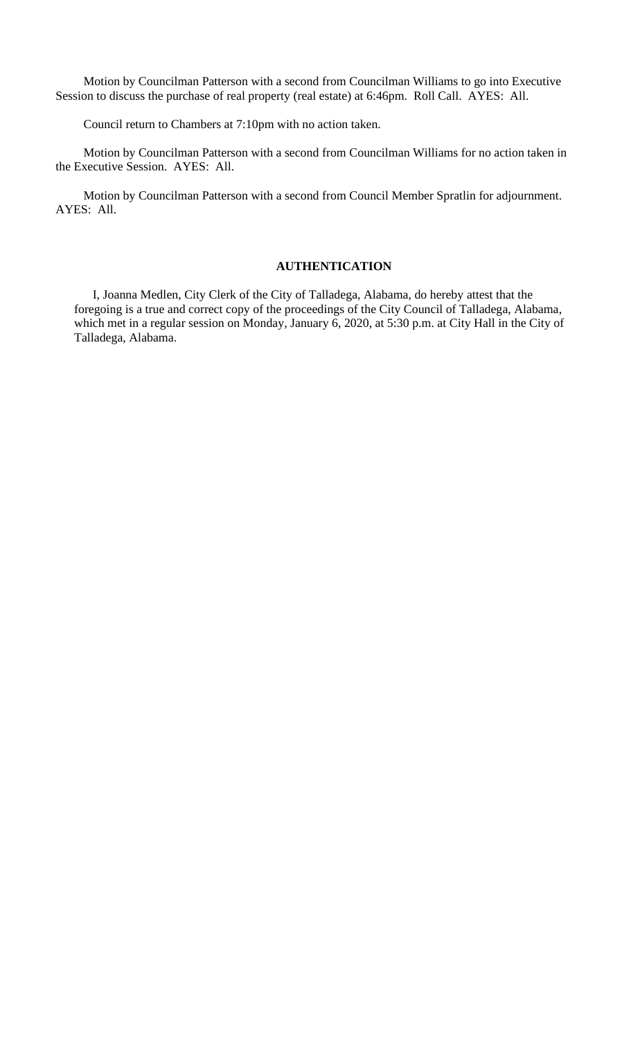Motion by Councilman Patterson with a second from Councilman Williams to go into Executive Session to discuss the purchase of real property (real estate) at 6:46pm. Roll Call. AYES: All.

Council return to Chambers at 7:10pm with no action taken.

Motion by Councilman Patterson with a second from Councilman Williams for no action taken in the Executive Session. AYES: All.

Motion by Councilman Patterson with a second from Council Member Spratlin for adjournment. AYES: All.

## AUTHENTICATION

I, Joanna Medlen, City Clerk of the City of Talladega, Alabama, do hereby attest that the foregoing is a true and correct copy of the proceedings of the City Council of Talladega, Alabama, which met in a regular session on Monday, January 6, 2020, at 5:30 p.m. at City Hall in the City of Talladega, Alabama.